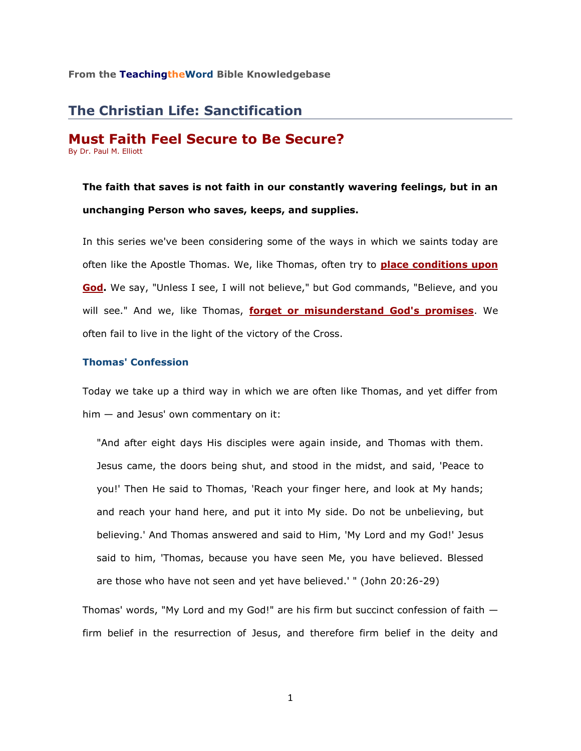From the **Teaching*the*Word** Bible Knowledgebase

## The Christian Life: Sanctification

# Must Faith Feel Secure to Be Secure?

By Dr. Paul M. Elliott

**The faith that saves is not faith in our constantly wavering feelings, but in an unchanging Person who saves, keeps, and supplies.**

In this series we've been considering some of the ways in which we saints today are often like the Apostle Thomas. We, like Thomas, often try to **place conditions upon God.** We say, "Unless I see, I will not believe," but God commands, "Believe, and you will see." And we, like Thomas, **forget or misunderstand God's promises**. We often fail to live in the light of the victory of the Cross.

### Thomas' Confession

Today we take up a third way in which we are often like Thomas, and yet differ from him — and Jesus' own commentary on it:

> "And after eight days His disciples were again inside, and Thomas with them. Jesus came, the doors being shut, and stood in the midst, and said, 'Peace to you!' Then He said to Thomas, 'Reach your finger here, and look at My hands; and reach your hand here, and put it into My side. Do not be unbelieving, but believing.' And Thomas answered and said to Him, 'My Lord and my God!' Jesus said to him, 'Thomas, because you have seen Me, you have believed. Blessed are those who have not seen and yet have believed.' " (John 20:26-29)

Thomas' words, "My Lord and my God!" are his firm but succinct confession of faith — firm belief in the resurrection of Jesus, and therefore firm belief in the deity and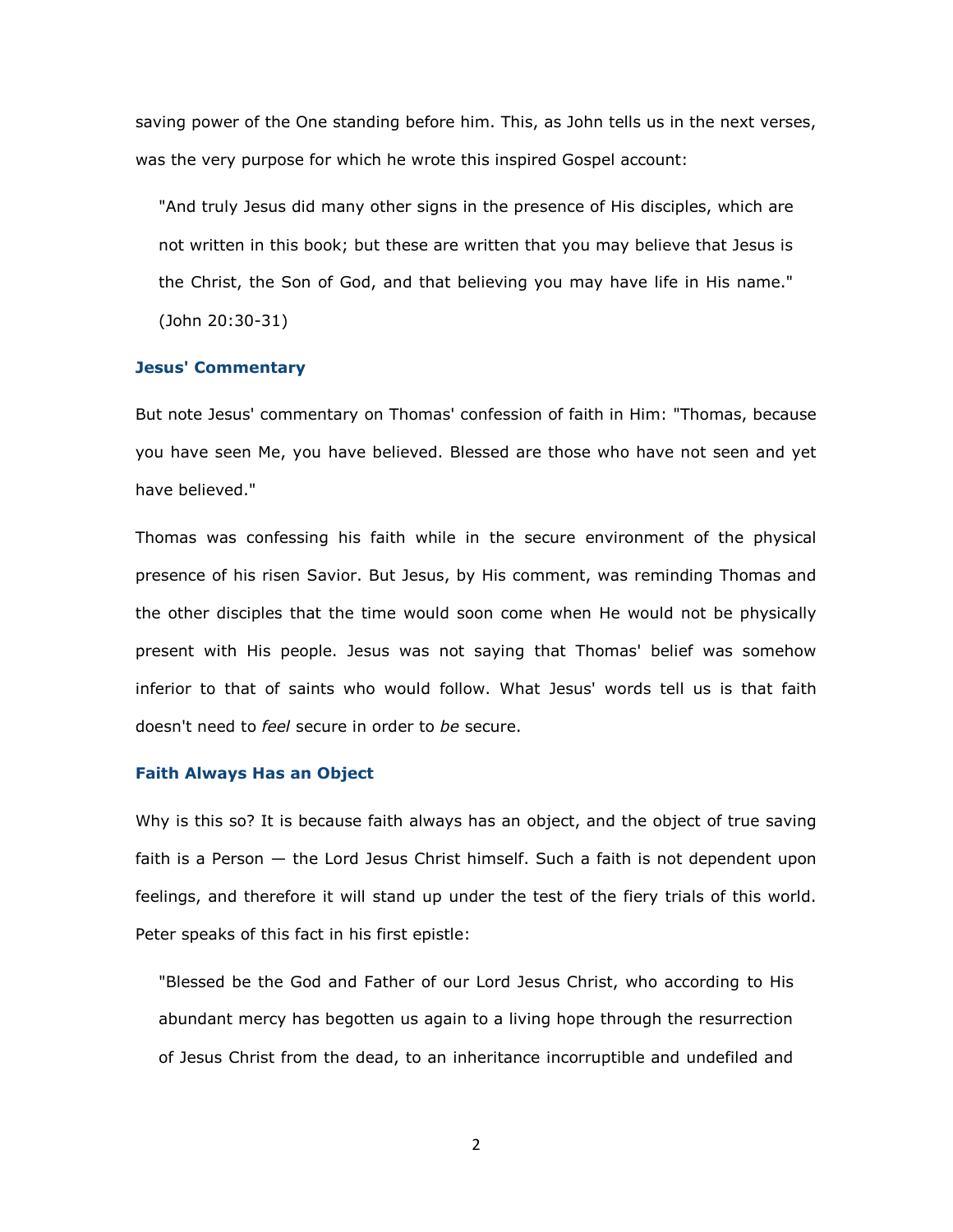saving power of the One standing before him. This, as John tells us in the next verses, was the very purpose for which he wrote this inspired Gospel account:

> "And truly Jesus did many other signs in the presence of His disciples, which are not written in this book; but these are written that you may believe that Jesus is the Christ, the Son of God, and that believing you may have life in His name." (John 20:30-31)

### Jesus' Commentary

But note Jesus' commentary on Thomas' confession of faith in Him: "Thomas, because you have seen Me, you have believed. Blessed are those who have not seen and yet have believed."

Thomas was confessing his faith while in the secure environment of the physical presence of his risen Savior. But Jesus, by His comment, was reminding Thomas and the other disciples that the time would soon come when He would not be physically present with His people. Jesus was not saying that Thomas' belief was somehow inferior to that of saints who would follow. What Jesus' words tell us is that faith doesn't need to *feel* secure in order to *be* secure.

### Faith Always Has an Object

Why is this so? It is because faith always has an object, and the object of true saving faith is a Person — the Lord Jesus Christ himself. Such a faith is not dependent upon feelings, and therefore it will stand up under the test of the fiery trials of this world. Peter speaks of this fact in his first epistle:

> "Blessed be the God and Father of our Lord Jesus Christ, who according to His abundant mercy has begotten us again to a living hope through the resurrection of Jesus Christ from the dead, to an inheritance incorruptible and undefiled and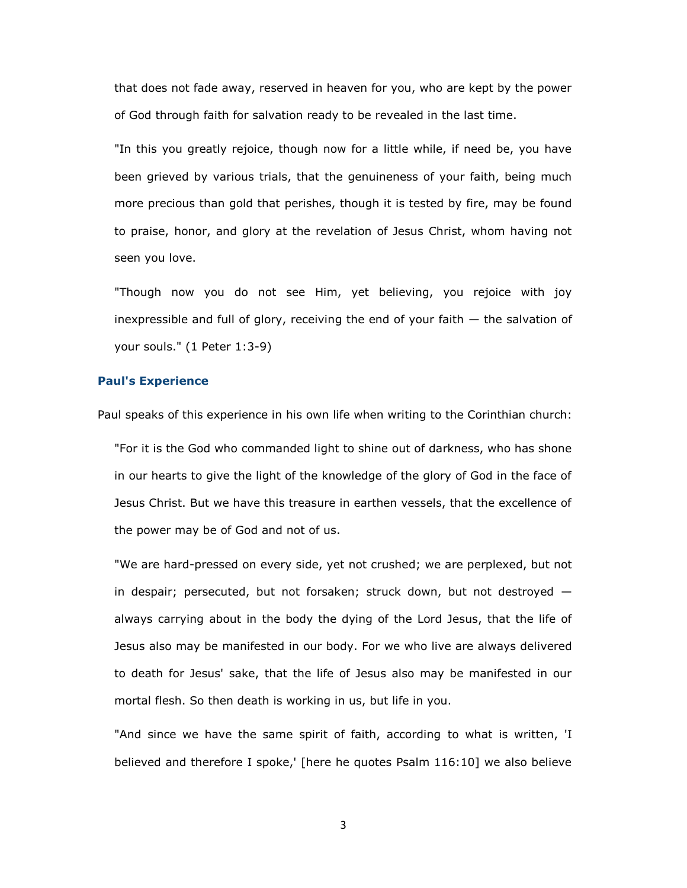> that does not fade away, reserved in heaven for you, who are kept by the power of God through faith for salvation ready to be revealed in the last time.
>
> "In this you greatly rejoice, though now for a little while, if need be, you have been grieved by various trials, that the genuineness of your faith, being much more precious than gold that perishes, though it is tested by fire, may be found to praise, honor, and glory at the revelation of Jesus Christ, whom having not seen you love.
>
> "Though now you do not see Him, yet believing, you rejoice with joy inexpressible and full of glory, receiving the end of your faith — the salvation of your souls." (1 Peter 1:3-9)

### Paul's Experience

Paul speaks of this experience in his own life when writing to the Corinthian church:

> "For it is the God who commanded light to shine out of darkness, who has shone in our hearts to give the light of the knowledge of the glory of God in the face of Jesus Christ. But we have this treasure in earthen vessels, that the excellence of the power may be of God and not of us.
>
> "We are hard-pressed on every side, yet not crushed; we are perplexed, but not in despair; persecuted, but not forsaken; struck down, but not destroyed — always carrying about in the body the dying of the Lord Jesus, that the life of Jesus also may be manifested in our body. For we who live are always delivered to death for Jesus' sake, that the life of Jesus also may be manifested in our mortal flesh. So then death is working in us, but life in you.
>
> "And since we have the same spirit of faith, according to what is written, 'I believed and therefore I spoke,' [here he quotes Psalm 116:10] we also believe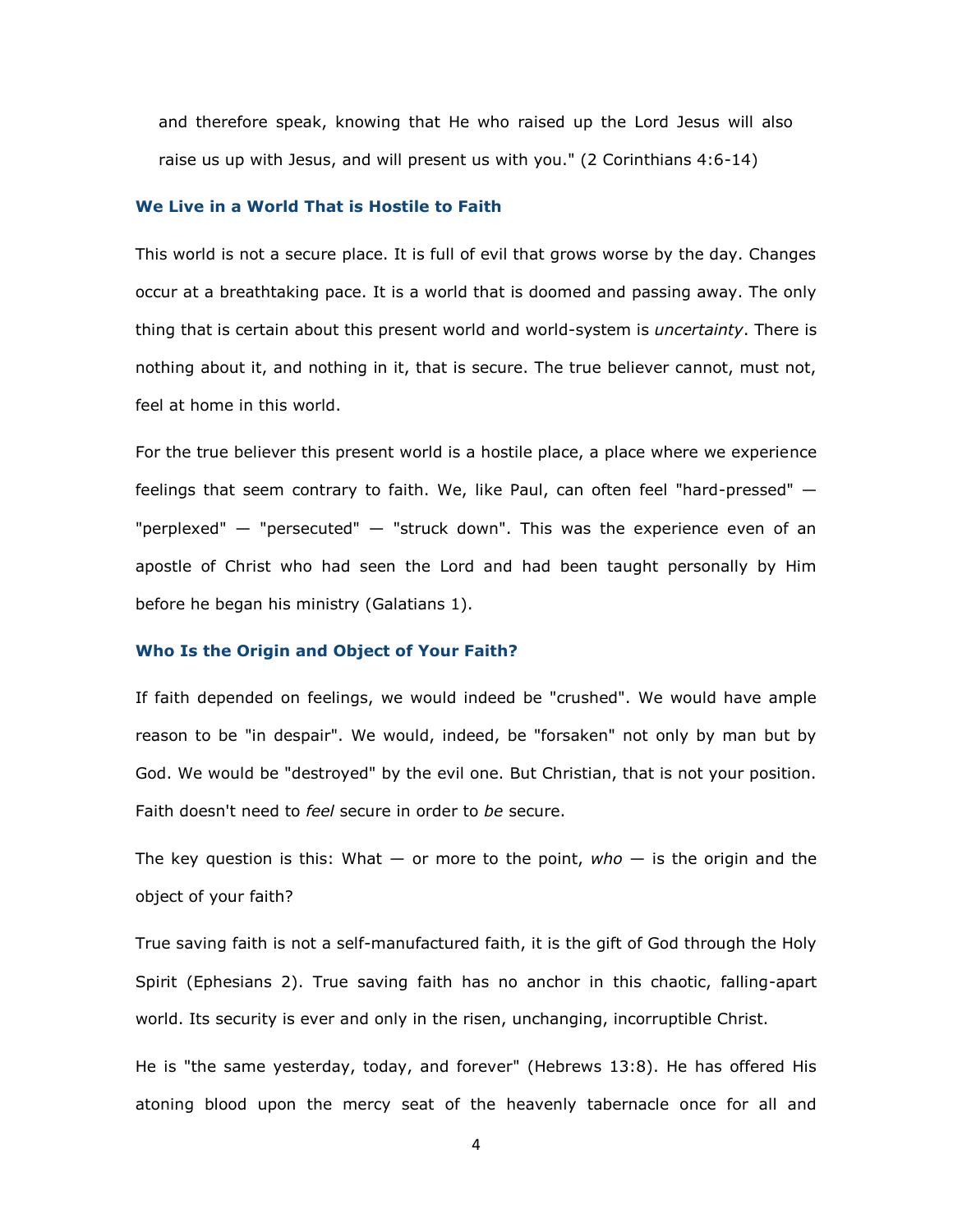and therefore speak, knowing that He who raised up the Lord Jesus will also raise us up with Jesus, and will present us with you." (2 Corinthians 4:6-14)

### We Live in a World That is Hostile to Faith

This world is not a secure place. It is full of evil that grows worse by the day. Changes occur at a breathtaking pace. It is a world that is doomed and passing away. The only thing that is certain about this present world and world-system is *uncertainty*. There is nothing about it, and nothing in it, that is secure. The true believer cannot, must not, feel at home in this world.

For the true believer this present world is a hostile place, a place where we experience feelings that seem contrary to faith. We, like Paul, can often feel "hard-pressed" — "perplexed" — "persecuted" — "struck down". This was the experience even of an apostle of Christ who had seen the Lord and had been taught personally by Him before he began his ministry (Galatians 1).

### Who Is the Origin and Object of Your Faith?

If faith depended on feelings, we would indeed be "crushed". We would have ample reason to be "in despair". We would, indeed, be "forsaken" not only by man but by God. We would be "destroyed" by the evil one. But Christian, that is not your position. Faith doesn't need to *feel* secure in order to *be* secure.

The key question is this: What — or more to the point, *who* — is the origin and the object of your faith?

True saving faith is not a self-manufactured faith, it is the gift of God through the Holy Spirit (Ephesians 2). True saving faith has no anchor in this chaotic, falling-apart world. Its security is ever and only in the risen, unchanging, incorruptible Christ.

He is "the same yesterday, today, and forever" (Hebrews 13:8). He has offered His atoning blood upon the mercy seat of the heavenly tabernacle once for all and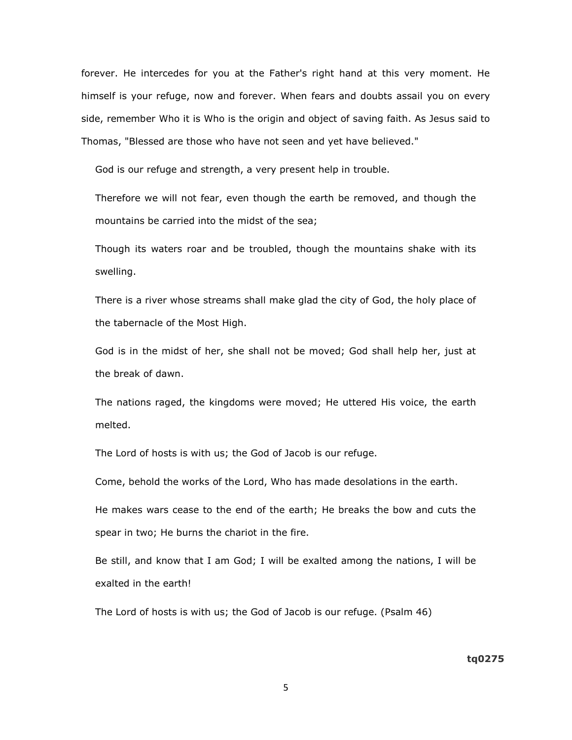forever. He intercedes for you at the Father's right hand at this very moment. He himself is your refuge, now and forever. When fears and doubts assail you on every side, remember Who it is Who is the origin and object of saving faith. As Jesus said to Thomas, "Blessed are those who have not seen and yet have believed."

> God is our refuge and strength, a very present help in trouble.
>
> Therefore we will not fear, even though the earth be removed, and though the mountains be carried into the midst of the sea;
>
> Though its waters roar and be troubled, though the mountains shake with its swelling.
>
> There is a river whose streams shall make glad the city of God, the holy place of the tabernacle of the Most High.
>
> God is in the midst of her, she shall not be moved; God shall help her, just at the break of dawn.
>
> The nations raged, the kingdoms were moved; He uttered His voice, the earth melted.
>
> The Lord of hosts is with us; the God of Jacob is our refuge.
>
> Come, behold the works of the Lord, Who has made desolations in the earth.
>
> He makes wars cease to the end of the earth; He breaks the bow and cuts the spear in two; He burns the chariot in the fire.
>
> Be still, and know that I am God; I will be exalted among the nations, I will be exalted in the earth!
>
> The Lord of hosts is with us; the God of Jacob is our refuge. (Psalm 46)

**tq0275**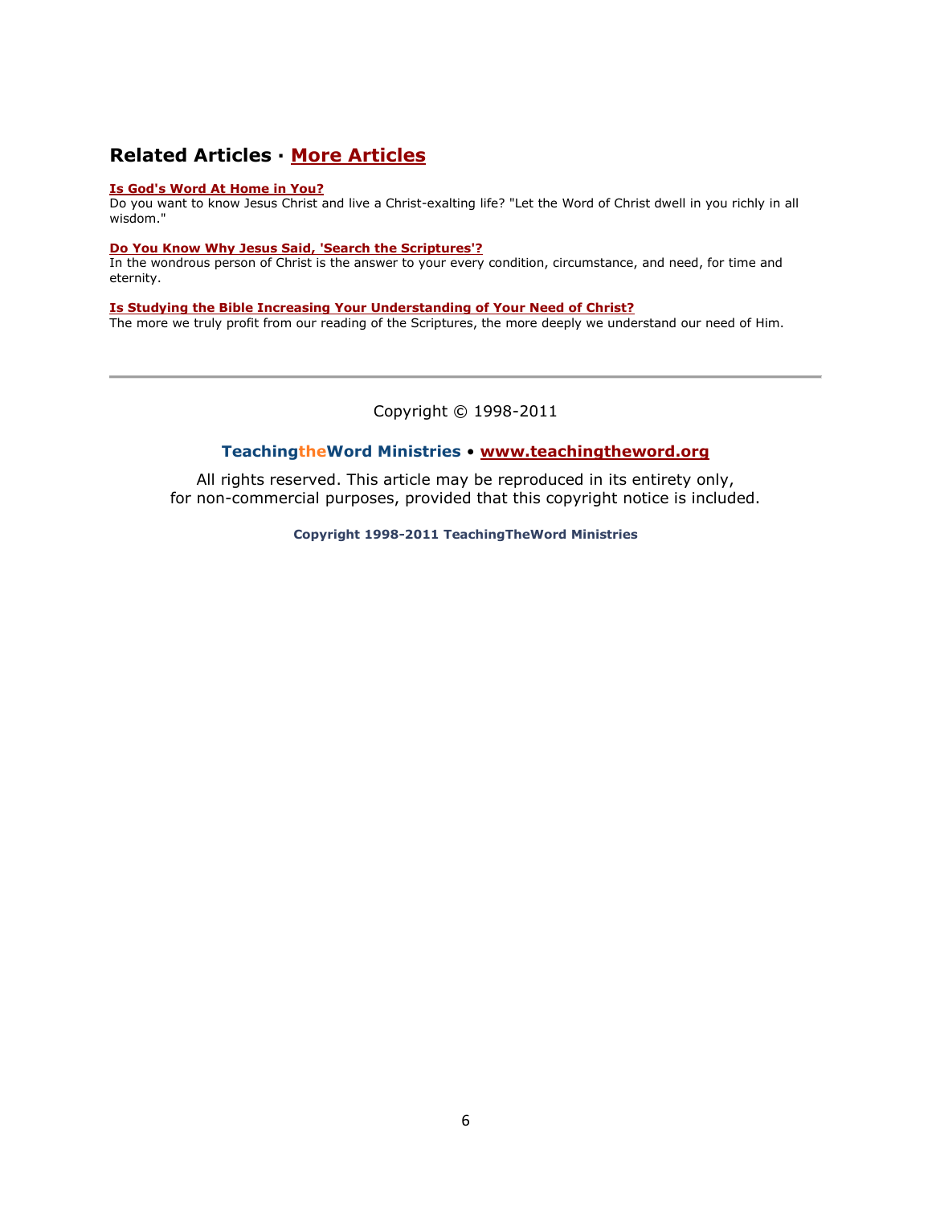## Related Articles · More Articles

**Is God's Word At Home in You?**
Do you want to know Jesus Christ and live a Christ-exalting life? "Let the Word of Christ dwell in you richly in all wisdom."

**Do You Know Why Jesus Said, 'Search the Scriptures'?**
In the wondrous person of Christ is the answer to your every condition, circumstance, and need, for time and eternity.

**Is Studying the Bible Increasing Your Understanding of Your Need of Christ?**
The more we truly profit from our reading of the Scriptures, the more deeply we understand our need of Him.

---

Copyright © 1998-2011

**TeachingtheWord Ministries** • **www.teachingtheword.org**

All rights reserved. This article may be reproduced in its entirety only,
for non-commercial purposes, provided that this copyright notice is included.

**Copyright 1998-2011 TeachingTheWord Ministries**